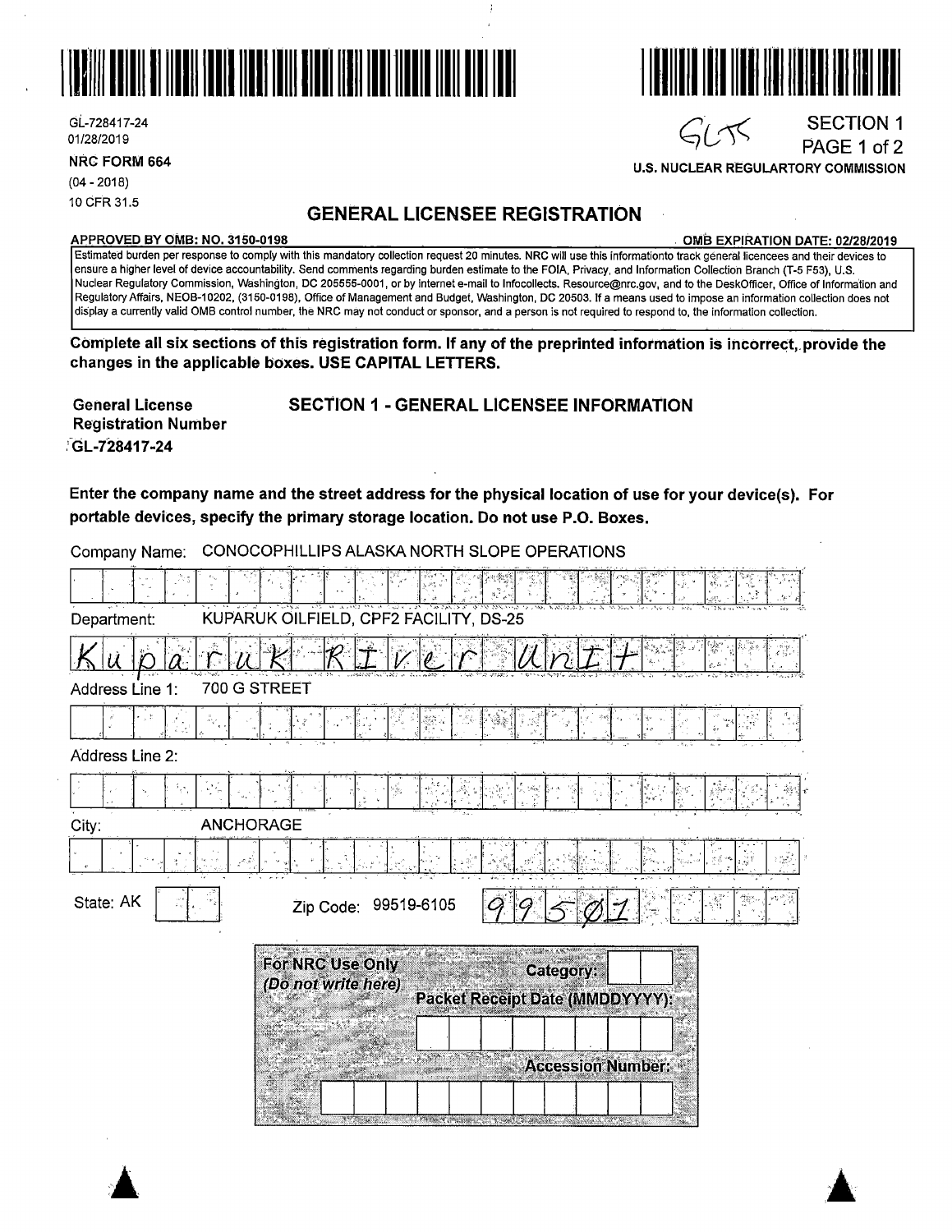GL-728417-24
01/28/2019

**NRC FORM 664**
(04 - 2018)
10 CFR 31.5

GLTS

SECTION 1
PAGE 1 of 2

**U.S. NUCLEAR REGULARTORY COMMISSION**

## GENERAL LICENSEE REGISTRATION

**APPROVED BY OMB: NO. 3150-0198** **OMB EXPIRATION DATE: 02/28/2019**

Estimated burden per response to comply with this mandatory collection request 20 minutes. NRC will use this informationto track general licencees and their devices to ensure a higher level of device accountability. Send comments regarding burden estimate to the FOIA, Privacy, and Information Collection Branch (T-5 F53), U.S. Nuclear Regulatory Commission, Washington, DC 205555-0001, or by internet e-mail to Infocollects. Resource@nrc.gov, and to the DeskOfficer, Office of Information and Regulatory Affairs, NEOB-10202, (3150-0198), Office of Management and Budget, Washington, DC 20503. If a means used to impose an information collection does not display a currently valid OMB control number, the NRC may not conduct or sponsor, and a person is not required to respond to, the information collection.

**Complete all six sections of this registration form. If any of the preprinted information is incorrect, provide the changes in the applicable boxes. USE CAPITAL LETTERS.**

**General License Registration Number**
**GL-728417-24**

### SECTION 1 - GENERAL LICENSEE INFORMATION

**Enter the company name and the street address for the physical location of use for your device(s). For portable devices, specify the primary storage location. Do not use P.O. Boxes.**

Company Name: CONOCOPHILLIPS ALASKA NORTH SLOPE OPERATIONS

Department: KUPARUK OILFIELD, CPF2 FACILITY, DS-25

Kuparuk River Unit

Address Line 1: 700 G STREET

Address Line 2:

City: ANCHORAGE

State: AK

Zip Code: 99519-6105

99501

**For NRC Use Only**
*(Do not write here)*

**Category:**

**Packet Receipt Date (MMDDYYYY):**

**Accession Number:**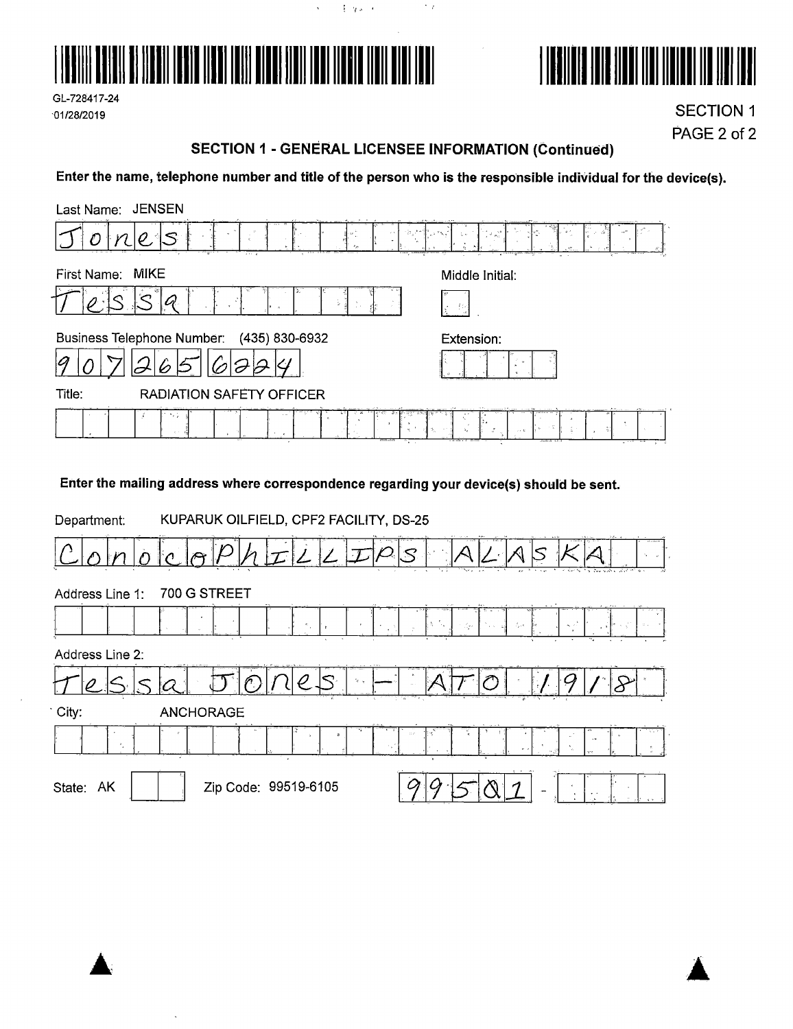GL-728417-24
01/28/2019

SECTION 1
PAGE 2 of 2

## SECTION 1 - GENERAL LICENSEE INFORMATION (Continued)

**Enter the name, telephone number and title of the person who is the responsible individual for the device(s).**

Last Name: JENSEN

Jones

First Name: MIKE

Tessa

Middle Initial:

Business Telephone Number: (435) 830-6932

907 265 6224

Extension:

Title: RADIATION SAFETY OFFICER

**Enter the mailing address where correspondence regarding your device(s) should be sent.**

Department: KUPARUK OILFIELD, CPF2 FACILITY, DS-25

ConocoPhILLIPS ALASKA

Address Line 1: 700 G STREET

Address Line 2:

Tessa Jones - ATO 1918

City: ANCHORAGE

State: AK

Zip Code: 99519-6105

99501 -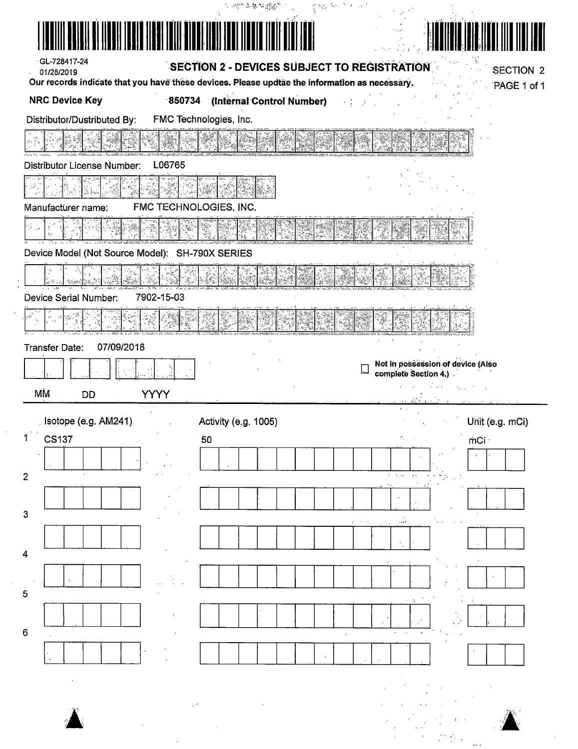GL-728417-24
01/28/2019

## SECTION 2 - DEVICES SUBJECT TO REGISTRATION

SECTION 2

**Our records indicate that you have these devices. Please updtae the information as necessary.**

**NRC Device Key** 850734 **(Internal Control Number)**

Distributor/Dustributed By: FMC Technologies, Inc.

Distributor License Number: L06765

Manufacturer name: FMC TECHNOLOGIES, INC.

Device Model (Not Source Model): SH-790X SERIES

Device Serial Number: 7902-15-03

Transfer Date: 07/09/2018

MM DD YYYY

☐ **Not in possession of device (Also complete Section 4.)**

| | Isotope (e.g. AM241) | Activity (e.g. 1005) | Unit (e.g. mCi) |
|---|---|---|---|
| 1 | CS137 | 50 | mCi |
| 2 | | | |
| 3 | | | |
| 4 | | | |
| 5 | | | |
| 6 | | | |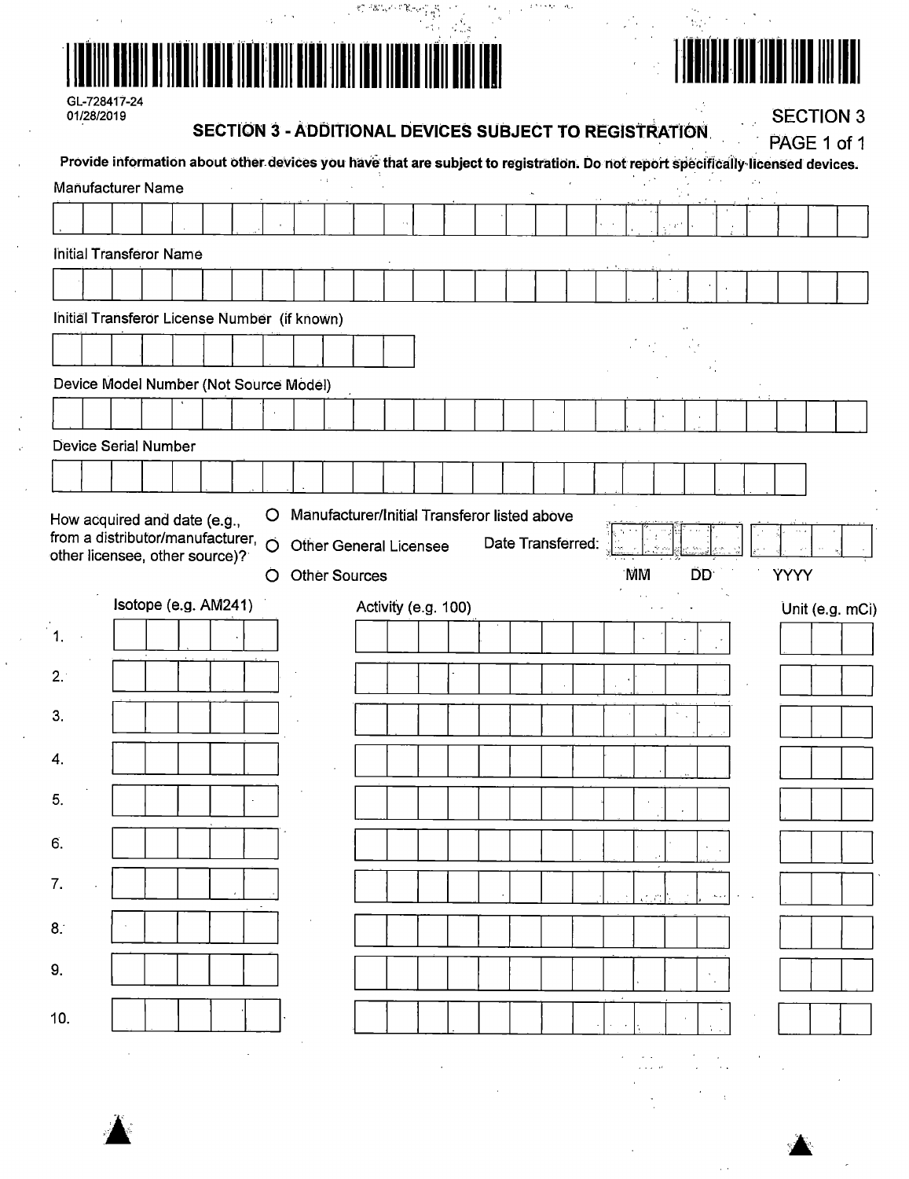GL-728417-24
01/28/2019

## SECTION 3 - ADDITIONAL DEVICES SUBJECT TO REGISTRATION

SECTION 3
PAGE 1 of 1

**Provide information about other devices you have that are subject to registration. Do not report specifically-licensed devices.**

Manufacturer Name

Initial Transferor Name

Initial Transferor License Number (if known)

Device Model Number (Not Source Model)

Device Serial Number

How acquired and date (e.g., from a distributor/manufacturer, other licensee, other source)?

- ○ Manufacturer/Initial Transferor listed above
- ○ Other General Licensee
- ○ Other Sources

Date Transferred: MM DD YYYY

| | Isotope (e.g. AM241) | Activity (e.g. 100) | Unit (e.g. mCi) |
|---|---|---|---|
| 1. | | | |
| 2. | | | |
| 3. | | | |
| 4. | | | |
| 5. | | | |
| 6. | | | |
| 7. | | | |
| 8. | | | |
| 9. | | | |
| 10. | | | |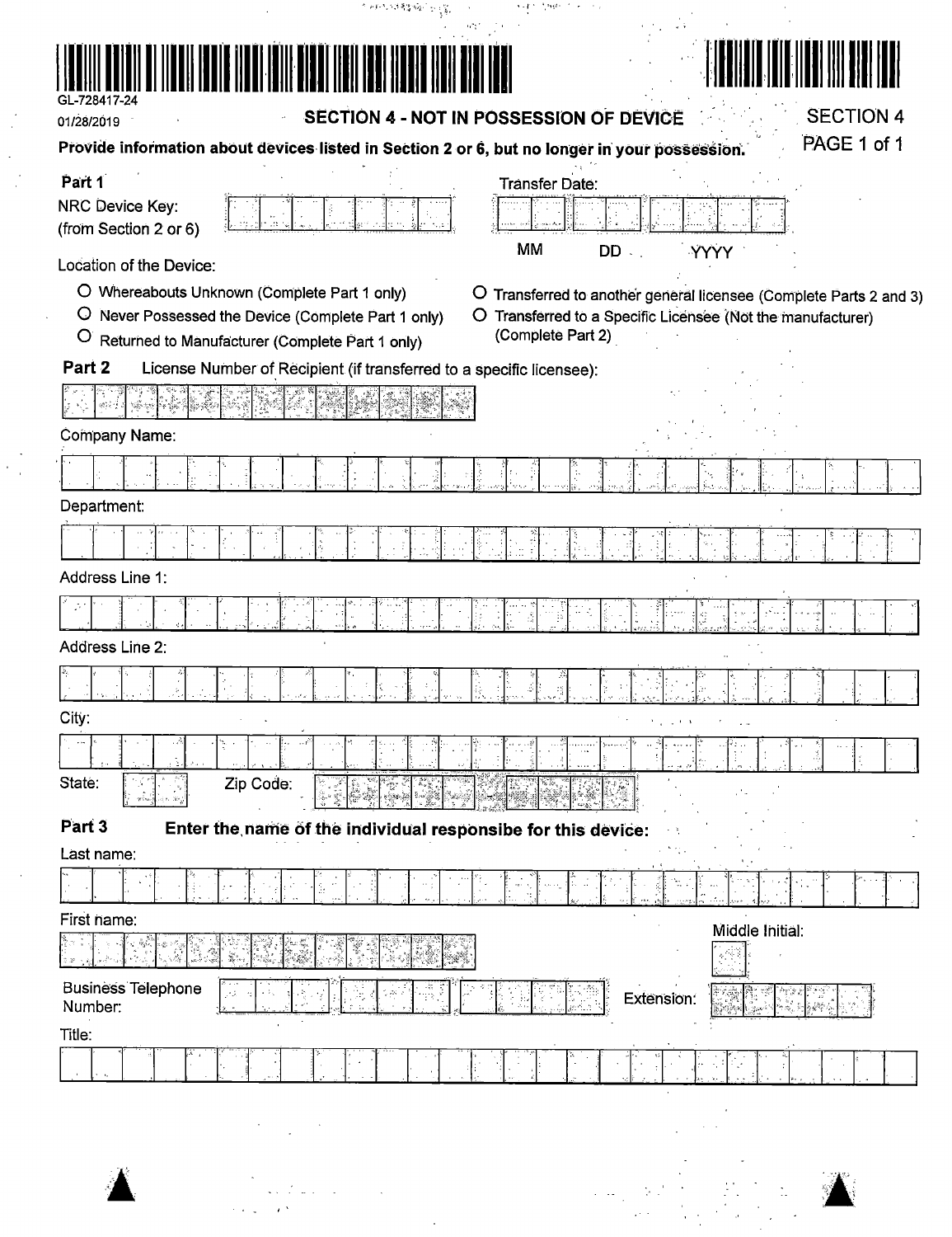GL-728417-24

01/28/2019

## SECTION 4 - NOT IN POSSESSION OF DEVICE

SECTION 4

**Provide information about devices listed in Section 2 or 6, but no longer in your possession.**

### Part 1

NRC Device Key: (from Section 2 or 6)

Transfer Date: MM DD YYYY

Location of the Device:

- ○ Whereabouts Unknown (Complete Part 1 only)
- ○ Never Possessed the Device (Complete Part 1 only)
- ○ Returned to Manufacturer (Complete Part 1 only)
- ○ Transferred to another general licensee (Complete Parts 2 and 3)
- ○ Transferred to a Specific Licensee (Not the manufacturer) (Complete Part 2)

### Part 2

License Number of Recipient (if transferred to a specific licensee):

Company Name:

Department:

Address Line 1:

Address Line 2:

City:

State:

Zip Code:

### Part 3

**Enter the name of the individual responsibe for this device:**

Last name:

First name:

Middle Initial:

Business Telephone Number:

Extension:

Title: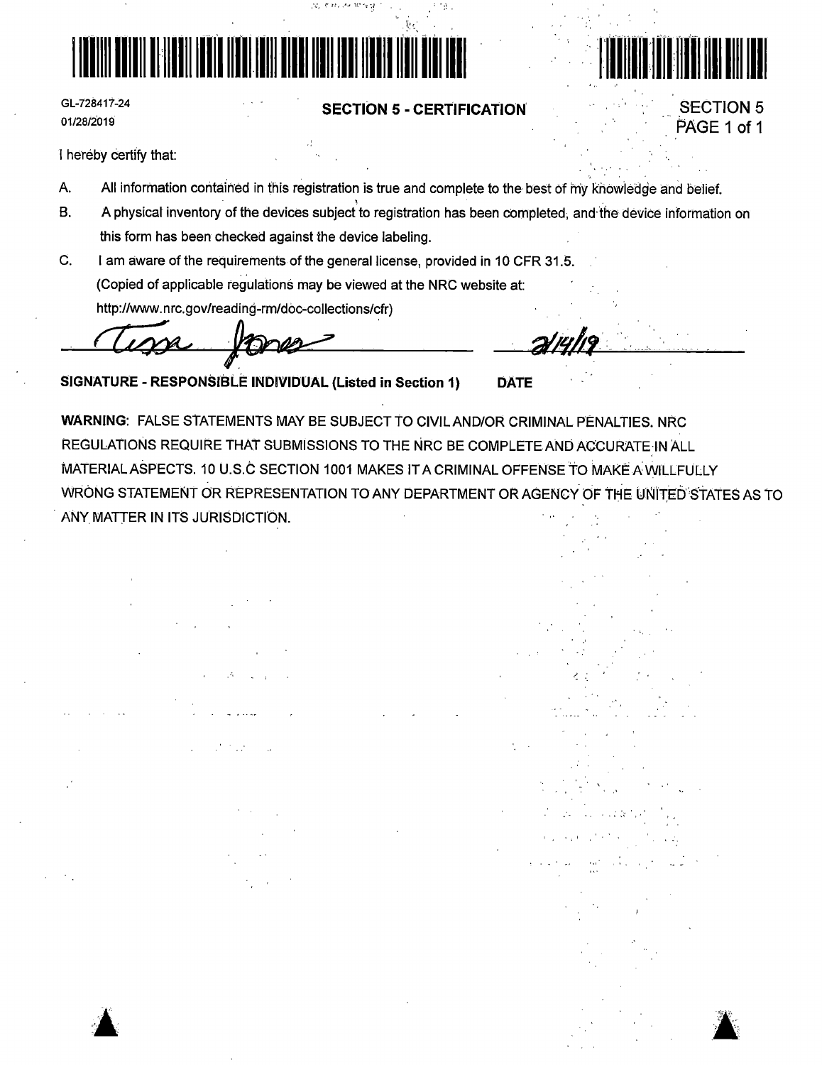GL-728417-24
01/28/2019

## SECTION 5 - CERTIFICATION

SECTION 5
PAGE 1 of 1

I hereby certify that:

A. All information contained in this registration is true and complete to the best of my knowledge and belief.

B. A physical inventory of the devices subject to registration has been completed, and the device information on this form has been checked against the device labeling.

C. I am aware of the requirements of the general license, provided in 10 CFR 31.5.
(Copied of applicable regulations may be viewed at the NRC website at:
http://www.nrc.gov/reading-rm/doc-collections/cfr)

Tessa Jones 2/14/19

**SIGNATURE - RESPONSIBLE INDIVIDUAL (Listed in Section 1)** **DATE**

**WARNING:** FALSE STATEMENTS MAY BE SUBJECT TO CIVIL AND/OR CRIMINAL PENALTIES. NRC REGULATIONS REQUIRE THAT SUBMISSIONS TO THE NRC BE COMPLETE AND ACCURATE IN ALL MATERIAL ASPECTS. 10 U.S.C SECTION 1001 MAKES IT A CRIMINAL OFFENSE TO MAKE A WILLFULLY WRONG STATEMENT OR REPRESENTATION TO ANY DEPARTMENT OR AGENCY OF THE UNITED STATES AS TO ANY MATTER IN ITS JURISDICTION.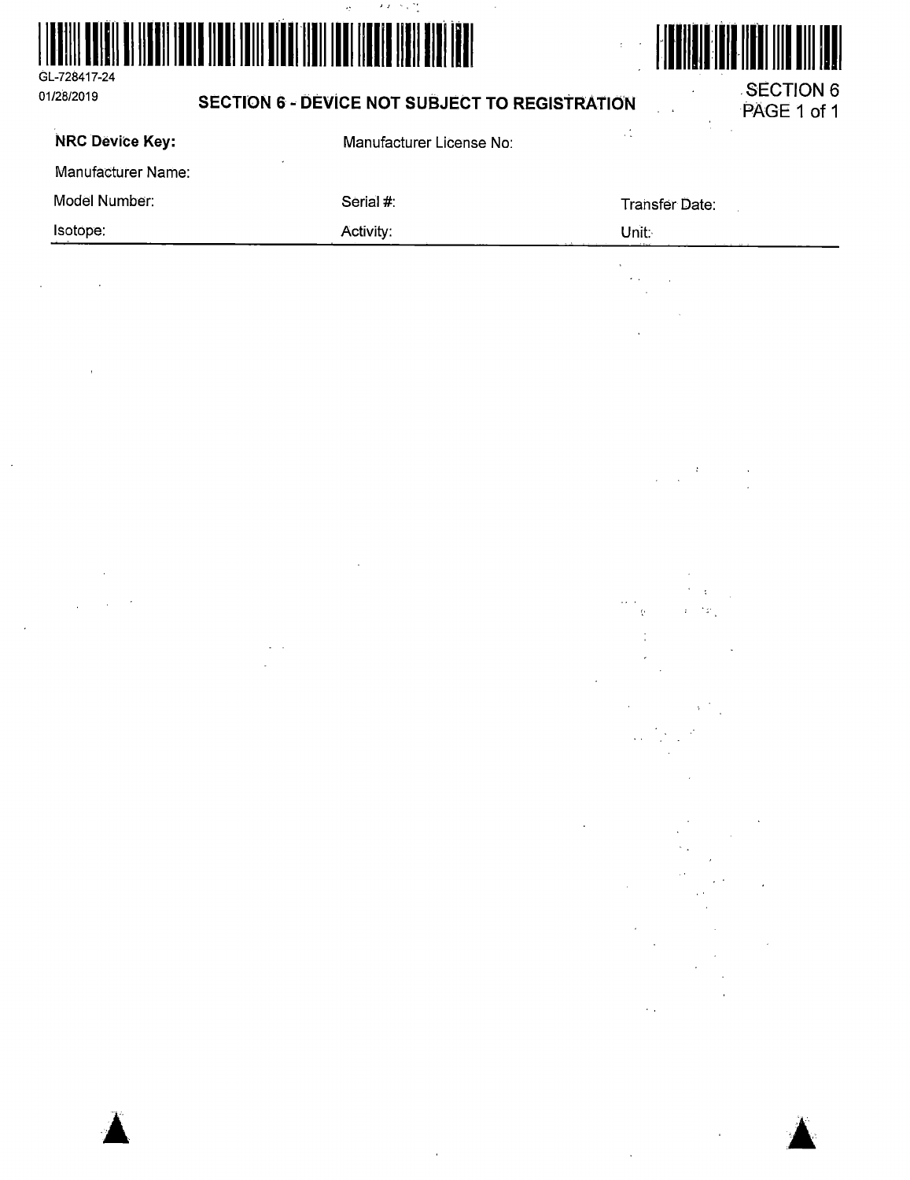GL-728417-24

01/28/2019

## SECTION 6 - DEVICE NOT SUBJECT TO REGISTRATION

SECTION 6
PAGE 1 of 1

| | | |
|---|---|---|
| **NRC Device Key:** | Manufacturer License No: | |
| Manufacturer Name: | | |
| Model Number: | Serial #: | Transfer Date: |
| Isotope: | Activity: | Unit: |